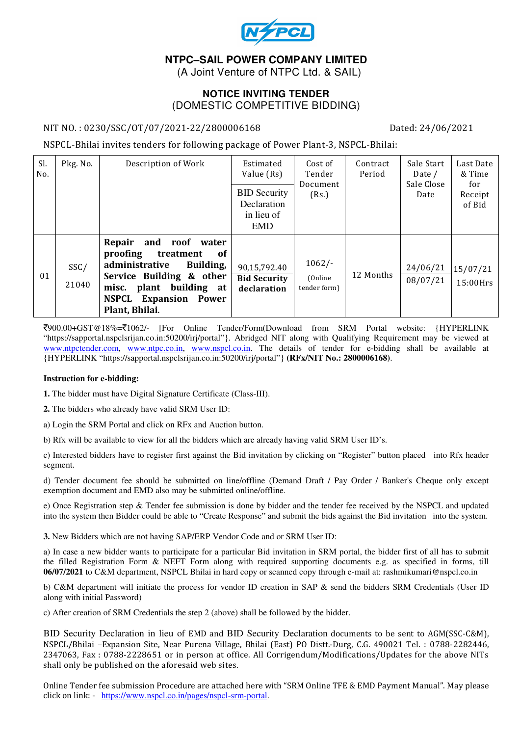# NTPC–SAIL POWER COMPANY LIMITED

(A Joint Venture of NTPC Ltd. & SAIL)

## NOTICE INVITING TENDER
(DOMESTIC COMPETITIVE BIDDING)

NIT NO. : 0230/SSC/OT/07/2021-22/2800006168 Dated: 24/06/2021

NSPCL-Bhilai invites tenders for following package of Power Plant-3, NSPCL-Bhilai:

| Sl. No. | Pkg. No. | Description of Work | Estimated Value (Rs) / BID Security Declaration in lieu of EMD | Cost of Tender Document (Rs.) | Contract Period | Sale Start Date / Sale Close Date | Last Date & Time for Receipt of Bid |
|---|---|---|---|---|---|---|---|
| 01 | SSC/ 21040 | **Repair and roof water proofing treatment of administrative Building, Service Building & other misc. plant building at NSPCL Expansion Power Plant, Bhilai.** | 90,15,792.40 **Bid Security declaration** | 1062/- (Online tender form) | 12 Months | 24/06/21 08/07/21 | 15/07/21 15:00Hrs |

₹900.00+GST@18%=₹1062/- [For Online Tender/Form(Download from SRM Portal website: {HYPERLINK "https://sapportal.nspclsrijan.co.in:50200/irj/portal"}. Abridged NIT along with Qualifying Requirement may be viewed at www.ntpctender.com, www.ntpc.co.in, www.nspcl.co.in. The details of tender for e-bidding shall be available at {HYPERLINK "https://sapportal.nspclsrijan.co.in:50200/irj/portal"} **(RFx/NIT No.: 2800006168)**.

**Instruction for e-bidding:**

**1.** The bidder must have Digital Signature Certificate (Class-III).

**2.** The bidders who already have valid SRM User ID:

a) Login the SRM Portal and click on RFx and Auction button.

b) Rfx will be available to view for all the bidders which are already having valid SRM User ID's.

c) Interested bidders have to register first against the Bid invitation by clicking on "Register" button placed into Rfx header segment.

d) Tender document fee should be submitted on line/offline (Demand Draft / Pay Order / Banker's Cheque only except exemption document and EMD also may be submitted online/offline.

e) Once Registration step & Tender fee submission is done by bidder and the tender fee received by the NSPCL and updated into the system then Bidder could be able to "Create Response" and submit the bids against the Bid invitation into the system.

**3.** New Bidders which are not having SAP/ERP Vendor Code and or SRM User ID:

a) In case a new bidder wants to participate for a particular Bid invitation in SRM portal, the bidder first of all has to submit the filled Registration Form & NEFT Form along with required supporting documents e.g. as specified in forms, till **06/07/2021** to C&M department, NSPCL Bhilai in hard copy or scanned copy through e-mail at: rashmikumari@nspcl.co.in

b) C&M department will initiate the process for vendor ID creation in SAP & send the bidders SRM Credentials (User ID along with initial Password)

c) After creation of SRM Credentials the step 2 (above) shall be followed by the bidder.

BID Security Declaration in lieu of EMD and BID Security Declaration documents to be sent to AGM(SSC-C&M), NSPCL/Bhilai –Expansion Site, Near Purena Village, Bhilai (East) PO Distt.-Durg, C.G. 490021 Tel. : 0788-2282446, 2347063, Fax : 0788-2228651 or in person at office. All Corrigendum/Modifications/Updates for the above NITs shall only be published on the aforesaid web sites.

Online Tender fee submission Procedure are attached here with "SRM Online TFE & EMD Payment Manual". May please click on link: - https://www.nspcl.co.in/pages/nspcl-srm-portal.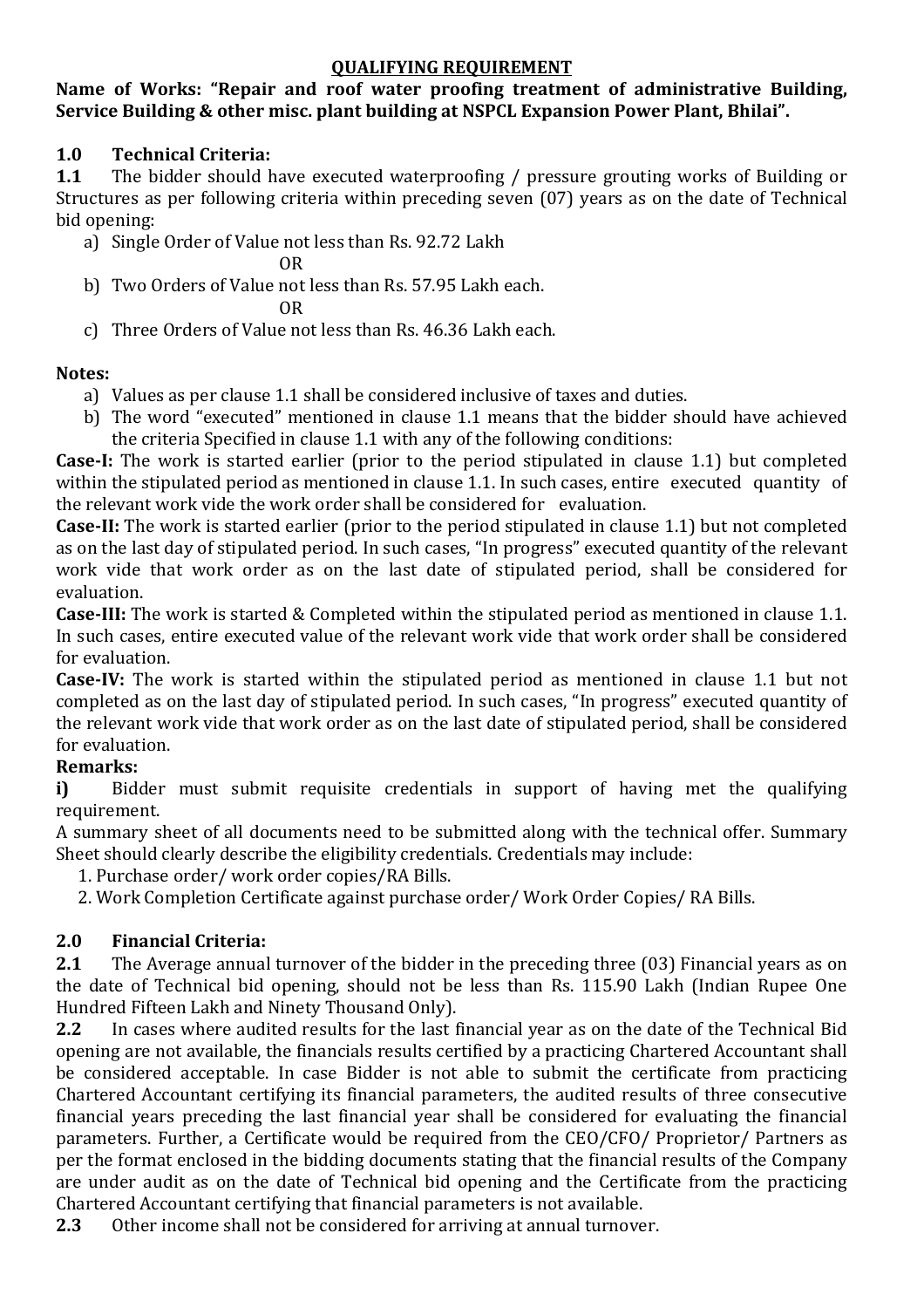# QUALIFYING REQUIREMENT

**Name of Works: "Repair and roof water proofing treatment of administrative Building, Service Building & other misc. plant building at NSPCL Expansion Power Plant, Bhilai".**

## 1.0 Technical Criteria:

**1.1** The bidder should have executed waterproofing / pressure grouting works of Building or Structures as per following criteria within preceding seven (07) years as on the date of Technical bid opening:

a) Single Order of Value not less than Rs. 92.72 Lakh

OR

b) Two Orders of Value not less than Rs. 57.95 Lakh each.

OR

c) Three Orders of Value not less than Rs. 46.36 Lakh each.

**Notes:**

a) Values as per clause 1.1 shall be considered inclusive of taxes and duties.

b) The word "executed" mentioned in clause 1.1 means that the bidder should have achieved the criteria Specified in clause 1.1 with any of the following conditions:

**Case-I:** The work is started earlier (prior to the period stipulated in clause 1.1) but completed within the stipulated period as mentioned in clause 1.1. In such cases, entire executed quantity of the relevant work vide the work order shall be considered for evaluation.

**Case-II:** The work is started earlier (prior to the period stipulated in clause 1.1) but not completed as on the last day of stipulated period. In such cases, "In progress" executed quantity of the relevant work vide that work order as on the last date of stipulated period, shall be considered for evaluation.

**Case-III:** The work is started & Completed within the stipulated period as mentioned in clause 1.1. In such cases, entire executed value of the relevant work vide that work order shall be considered for evaluation.

**Case-IV:** The work is started within the stipulated period as mentioned in clause 1.1 but not completed as on the last day of stipulated period. In such cases, "In progress" executed quantity of the relevant work vide that work order as on the last date of stipulated period, shall be considered for evaluation.

**Remarks:**

**i)** Bidder must submit requisite credentials in support of having met the qualifying requirement.

A summary sheet of all documents need to be submitted along with the technical offer. Summary Sheet should clearly describe the eligibility credentials. Credentials may include:

1. Purchase order/ work order copies/RA Bills.
2. Work Completion Certificate against purchase order/ Work Order Copies/ RA Bills.

## 2.0 Financial Criteria:

**2.1** The Average annual turnover of the bidder in the preceding three (03) Financial years as on the date of Technical bid opening, should not be less than Rs. 115.90 Lakh (Indian Rupee One Hundred Fifteen Lakh and Ninety Thousand Only).

**2.2** In cases where audited results for the last financial year as on the date of the Technical Bid opening are not available, the financials results certified by a practicing Chartered Accountant shall be considered acceptable. In case Bidder is not able to submit the certificate from practicing Chartered Accountant certifying its financial parameters, the audited results of three consecutive financial years preceding the last financial year shall be considered for evaluating the financial parameters. Further, a Certificate would be required from the CEO/CFO/ Proprietor/ Partners as per the format enclosed in the bidding documents stating that the financial results of the Company are under audit as on the date of Technical bid opening and the Certificate from the practicing Chartered Accountant certifying that financial parameters is not available.

**2.3** Other income shall not be considered for arriving at annual turnover.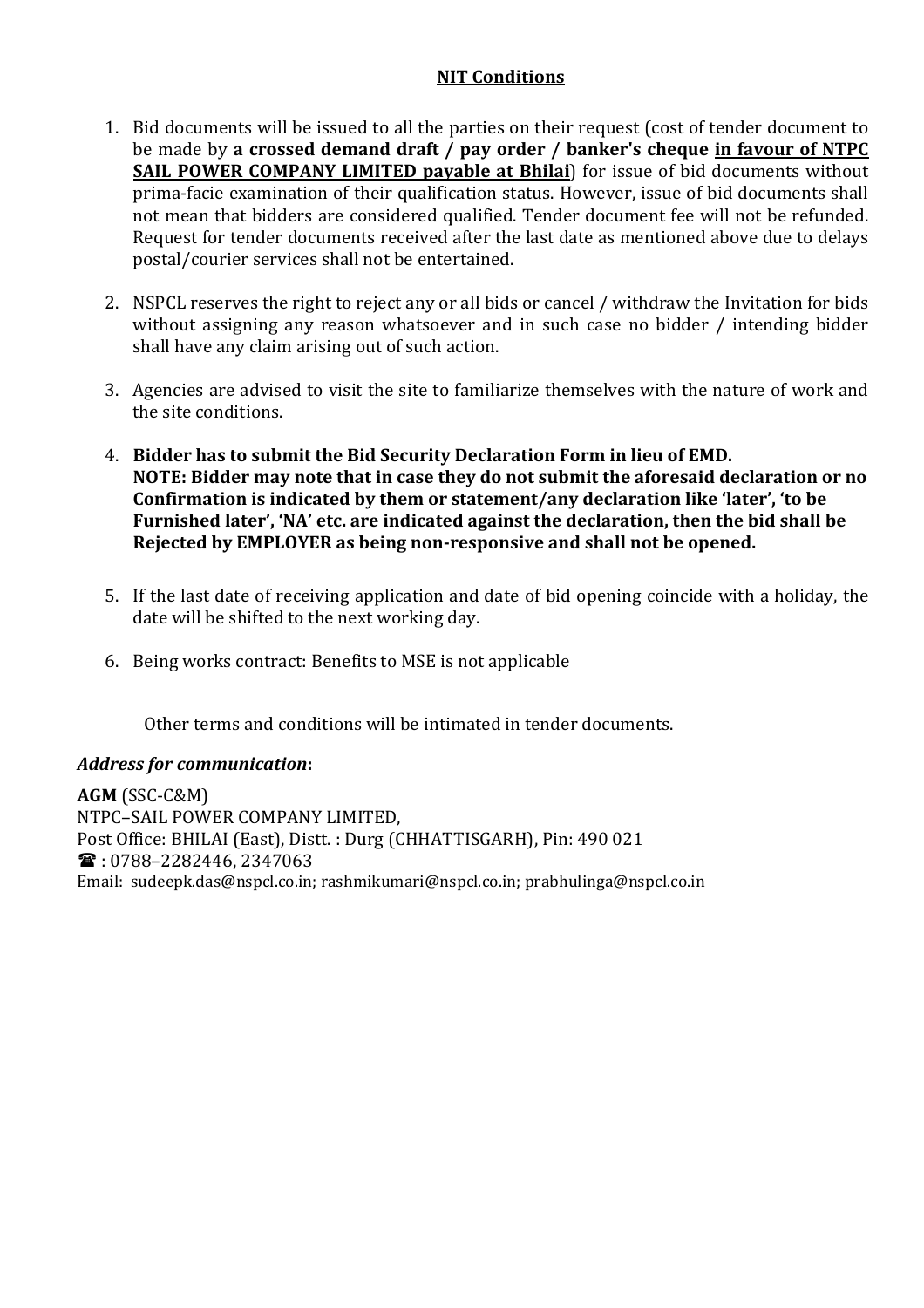## NIT Conditions

1. Bid documents will be issued to all the parties on their request (cost of tender document to be made by **a crossed demand draft / pay order / banker's cheque** **<u>in favour of NTPC SAIL POWER COMPANY LIMITED payable at Bhilai</u>**) for issue of bid documents without prima-facie examination of their qualification status. However, issue of bid documents shall not mean that bidders are considered qualified. Tender document fee will not be refunded. Request for tender documents received after the last date as mentioned above due to delays postal/courier services shall not be entertained.

2. NSPCL reserves the right to reject any or all bids or cancel / withdraw the Invitation for bids without assigning any reason whatsoever and in such case no bidder / intending bidder shall have any claim arising out of such action.

3. Agencies are advised to visit the site to familiarize themselves with the nature of work and the site conditions.

4. **Bidder has to submit the Bid Security Declaration Form in lieu of EMD.**
   **NOTE: Bidder may note that in case they do not submit the aforesaid declaration or no Confirmation is indicated by them or statement/any declaration like 'later', 'to be Furnished later', 'NA' etc. are indicated against the declaration, then the bid shall be Rejected by EMPLOYER as being non-responsive and shall not be opened.**

5. If the last date of receiving application and date of bid opening coincide with a holiday, the date will be shifted to the next working day.

6. Being works contract: Benefits to MSE is not applicable

Other terms and conditions will be intimated in tender documents.

***Address for communication*:**

**AGM** (SSC-C&M)
NTPC–SAIL POWER COMPANY LIMITED,
Post Office: BHILAI (East), Distt. : Durg (CHHATTISGARH), Pin: 490 021
☎ : 0788–2282446, 2347063
Email: sudeepk.das@nspcl.co.in; rashmikumari@nspcl.co.in; prabhulinga@nspcl.co.in